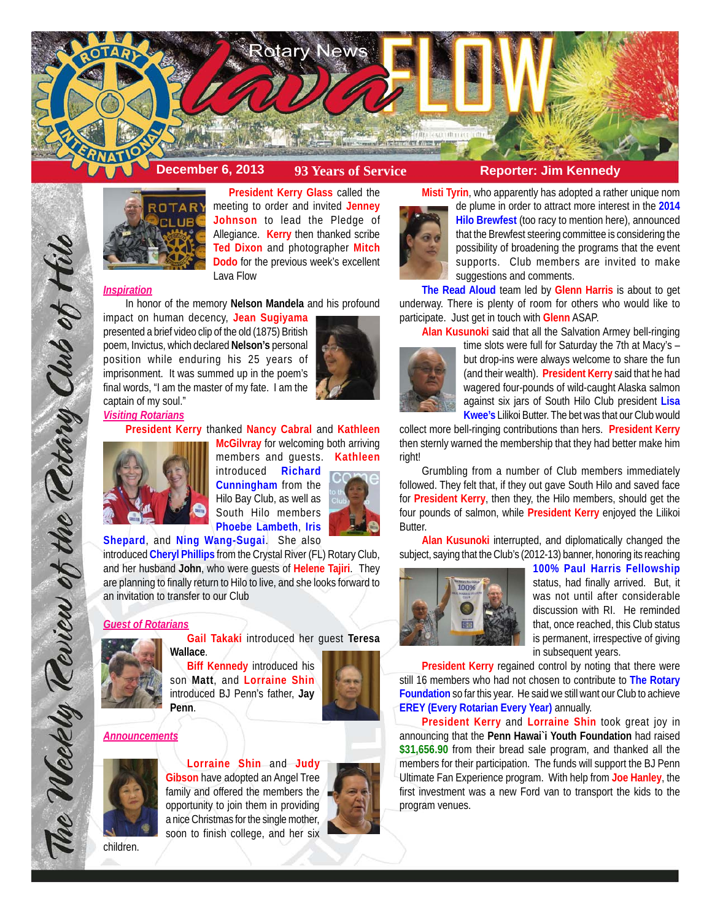# Rotary News Lava FLOW

**December 6, 2013** | **93 Years of Service** | **Reporter: Jim Kennedy**

*The Weekly Review of the Rotary Club of Hilo*

**President Kerry Glass** called the meeting to order and invited **Jenney Johnson** to lead the Pledge of Allegiance. **Kerry** then thanked scribe **Ted Dixon** and photographer **Mitch Dodo** for the previous week's excellent Lava Flow

### *Inspiration*

In honor of the memory **Nelson Mandela** and his profound impact on human decency, **Jean Sugiyama** presented a brief video clip of the old (1875) British poem, Invictus, which declared **Nelson's** personal position while enduring his 25 years of imprisonment. It was summed up in the poem's final words, "I am the master of my fate. I am the captain of my soul."

### *Visiting Rotarians*

**President Kerry** thanked **Nancy Cabral** and **Kathleen McGilvray** for welcoming both arriving members and guests. **Kathleen** introduced **Richard Cunningham** from the Hilo Bay Club, as well as South Hilo members **Phoebe Lambeth**, **Iris Shepard**, and **Ning Wang-Sugai**. She also introduced **Cheryl Phillips** from the Crystal River (FL) Rotary Club, and her husband **John**, who were guests of **Helene Tajiri**. They are planning to finally return to Hilo to live, and she looks forward to an invitation to transfer to our Club

### *Guest of Rotarians*

**Gail Takaki** introduced her guest **Teresa Wallace**.

**Biff Kennedy** introduced his son **Matt**, and **Lorraine Shin** introduced BJ Penn's father, **Jay Penn**.

### *Announcements*

**Lorraine Shin** and **Judy Gibson** have adopted an Angel Tree family and offered the members the opportunity to join them in providing a nice Christmas for the single mother, soon to finish college, and her six children.

**Misti Tyrin**, who apparently has adopted a rather unique nom de plume in order to attract more interest in the **2014 Hilo Brewfest** (too racy to mention here), announced that the Brewfest steering committee is considering the possibility of broadening the programs that the event supports. Club members are invited to make suggestions and comments.

**The Read Aloud** team led by **Glenn Harris** is about to get underway. There is plenty of room for others who would like to participate. Just get in touch with **Glenn** ASAP.

**Alan Kusunoki** said that all the Salvation Armey bell-ringing time slots were full for Saturday the 7th at Macy's – but drop-ins were always welcome to share the fun (and their wealth). **President Kerry** said that he had wagered four-pounds of wild-caught Alaska salmon against six jars of South Hilo Club president **Lisa Kwee's** Lilikoi Butter. The bet was that our Club would collect more bell-ringing contributions than hers. **President Kerry** then sternly warned the membership that they had better make him right!

Grumbling from a number of Club members immediately followed. They felt that, if they out gave South Hilo and saved face for **President Kerry**, then they, the Hilo members, should get the four pounds of salmon, while **President Kerry** enjoyed the Lilikoi Butter.

**Alan Kusunoki** interrupted, and diplomatically changed the subject, saying that the Club's (2012-13) banner, honoring its reaching **100% Paul Harris Fellowship** status, had finally arrived. But, it was not until after considerable discussion with RI. He reminded that, once reached, this Club status is permanent, irrespective of giving in subsequent years.

**President Kerry** regained control by noting that there were still 16 members who had not chosen to contribute to **The Rotary Foundation** so far this year. He said we still want our Club to achieve **EREY (Every Rotarian Every Year)** annually.

**President Kerry** and **Lorraine Shin** took great joy in announcing that the **Penn Hawai`i Youth Foundation** had raised **$31,656.90** from their bread sale program, and thanked all the members for their participation. The funds will support the BJ Penn Ultimate Fan Experience program. With help from **Joe Hanley**, the first investment was a new Ford van to transport the kids to the program venues.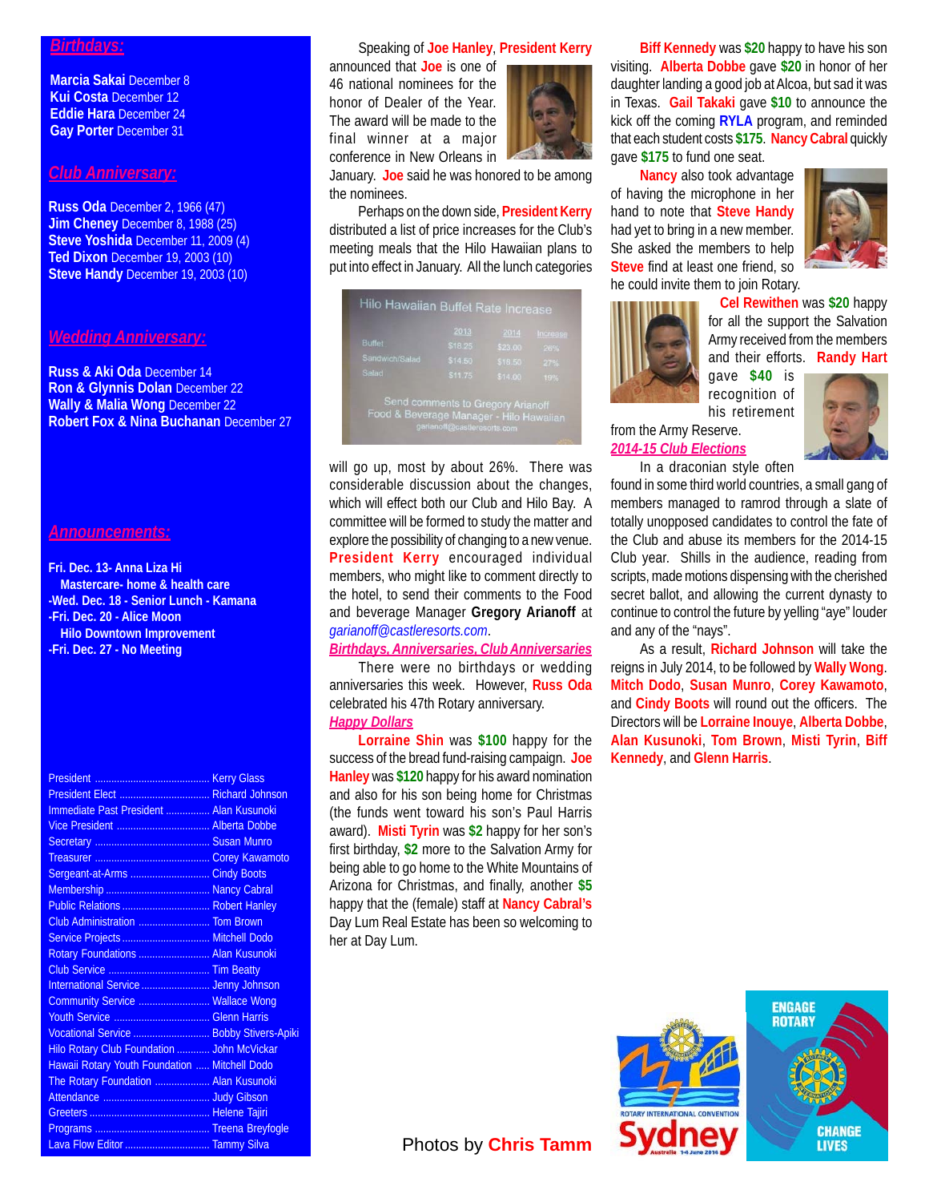## *Birthdays:*

**Marcia Sakai** December 8
**Kui Costa** December 12
**Eddie Hara** December 24
**Gay Porter** December 31

## *Club Anniversary:*

**Russ Oda** December 2, 1966 (47)
**Jim Cheney** December 8, 1988 (25)
**Steve Yoshida** December 11, 2009 (4)
**Ted Dixon** December 19, 2003 (10)
**Steve Handy** December 19, 2003 (10)

## *Wedding Anniversary:*

**Russ & Aki Oda** December 14
**Ron & Glynnis Dolan** December 22
**Wally & Malia Wong** December 22
**Robert Fox & Nina Buchanan** December 27

## *Announcements:*

**Fri. Dec. 13- Anna Liza Hi Mastercare- home & health care**
**-Wed. Dec. 18 - Senior Lunch - Kamana**
**-Fri. Dec. 20 - Alice Moon Hilo Downtown Improvement**
**-Fri. Dec. 27 - No Meeting**

| | |
|---|---|
| President | Kerry Glass |
| President Elect | Richard Johnson |
| Immediate Past President | Alan Kusunoki |
| Vice President | Alberta Dobbe |
| Secretary | Susan Munro |
| Treasurer | Corey Kawamoto |
| Sergeant-at-Arms | Cindy Boots |
| Membership | Nancy Cabral |
| Public Relations | Robert Hanley |
| Club Administration | Tom Brown |
| Service Projects | Mitchell Dodo |
| Rotary Foundations | Alan Kusunoki |
| Club Service | Tim Beatty |
| International Service | Jenny Johnson |
| Community Service | Wallace Wong |
| Youth Service | Glenn Harris |
| Vocational Service | Bobby Stivers-Apiki |
| Hilo Rotary Club Foundation | John McVickar |
| Hawaii Rotary Youth Foundation | Mitchell Dodo |
| The Rotary Foundation | Alan Kusunoki |
| Attendance | Judy Gibson |
| Greeters | Helene Tajiri |
| Programs | Treena Breyfogle |
| Lava Flow Editor | Tammy Silva |

Speaking of **Joe Hanley**, **President Kerry** announced that **Joe** is one of 46 national nominees for the honor of Dealer of the Year. The award will be made to the final winner at a major conference in New Orleans in January. **Joe** said he was honored to be among the nominees.

Perhaps on the down side, **President Kerry** distributed a list of price increases for the Club's meeting meals that the Hilo Hawaiian plans to put into effect in January. All the lunch categories

**Hilo Hawaiian Buffet Rate Increase**

| | 2013 | 2014 | Increase |
|---|---|---|---|
| Buffet | $18.25 | $23.00 | 26% |
| Sandwich/Salad | $14.50 | $18.50 | 27% |
| Salad | $11.75 | $14.00 | 19% |

Send comments to Gregory Arianoff
Food & Beverage Manager - Hilo Hawaiian
garianoff@castleresorts.com

will go up, most by about 26%. There was considerable discussion about the changes, which will effect both our Club and Hilo Bay. A committee will be formed to study the matter and explore the possibility of changing to a new venue. **President Kerry** encouraged individual members, who might like to comment directly to the hotel, to send their comments to the Food and Beverage Manager **Gregory Arianoff** at *garianoff@castleresorts.com*.

### *Birthdays, Anniversaries, Club Anniversaries*

There were no birthdays or wedding anniversaries this week. However, **Russ Oda** celebrated his 47th Rotary anniversary.

### *Happy Dollars*

**Lorraine Shin** was **$100** happy for the success of the bread fund-raising campaign. **Joe Hanley** was **$120** happy for his award nomination and also for his son being home for Christmas (the funds went toward his son's Paul Harris award). **Misti Tyrin** was **$2** happy for her son's first birthday, **$2** more to the Salvation Army for being able to go home to the White Mountains of Arizona for Christmas, and finally, another **$5** happy that the (female) staff at **Nancy Cabral's** Day Lum Real Estate has been so welcoming to her at Day Lum.

**Biff Kennedy** was **$20** happy to have his son visiting. **Alberta Dobbe** gave **$20** in honor of her daughter landing a good job at Alcoa, but sad it was in Texas. **Gail Takaki** gave **$10** to announce the kick off the coming **RYLA** program, and reminded that each student costs **$175**. **Nancy Cabral** quickly gave **$175** to fund one seat.

**Nancy** also took advantage of having the microphone in her hand to note that **Steve Handy** had yet to bring in a new member. She asked the members to help **Steve** find at least one friend, so he could invite them to join Rotary.

**Cel Rewithen** was **$20** happy for all the support the Salvation Army received from the members and their efforts. **Randy Hart** gave **$40** is recognition of his retirement from the Army Reserve.

### *2014-15 Club Elections*

In a draconian style often found in some third world countries, a small gang of members managed to ramrod through a slate of totally unopposed candidates to control the fate of the Club and abuse its members for the 2014-15 Club year. Shills in the audience, reading from scripts, made motions dispensing with the cherished secret ballot, and allowing the current dynasty to continue to control the future by yelling "aye" louder and any of the "nays".

As a result, **Richard Johnson** will take the reigns in July 2014, to be followed by **Wally Wong**. **Mitch Dodo**, **Susan Munro**, **Corey Kawamoto**, and **Cindy Boots** will round out the officers. The Directors will be **Lorraine Inouye**, **Alberta Dobbe**, **Alan Kusunoki**, **Tom Brown**, **Misti Tyrin**, **Biff Kennedy**, and **Glenn Harris**.

Photos by **Chris Tamm**

ROTARY INTERNATIONAL CONVENTION Sydney Australia 1-4 June 2014

ENGAGE ROTARY CHANGE LIVES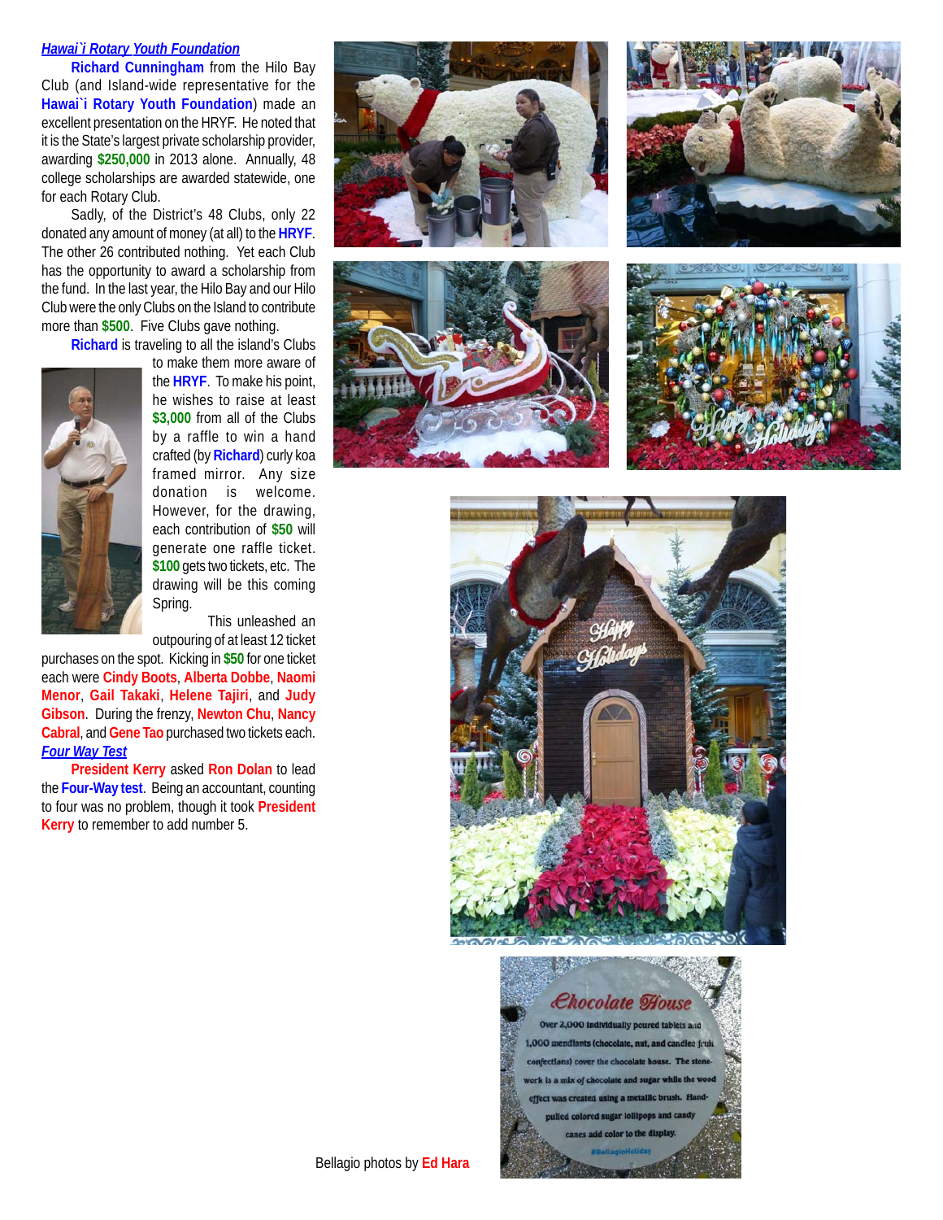### *Hawai`i Rotary Youth Foundation*

**Richard Cunningham** from the Hilo Bay Club (and Island-wide representative for the **Hawai`i Rotary Youth Foundation**) made an excellent presentation on the HRYF. He noted that it is the State's largest private scholarship provider, awarding **$250,000** in 2013 alone. Annually, 48 college scholarships are awarded statewide, one for each Rotary Club.

Sadly, of the District's 48 Clubs, only 22 donated any amount of money (at all) to the **HRYF**. The other 26 contributed nothing. Yet each Club has the opportunity to award a scholarship from the fund. In the last year, the Hilo Bay and our Hilo Club were the only Clubs on the Island to contribute more than **$500**. Five Clubs gave nothing.

**Richard** is traveling to all the island's Clubs to make them more aware of the **HRYF**. To make his point, he wishes to raise at least **$3,000** from all of the Clubs by a raffle to win a hand crafted (by **Richard**) curly koa framed mirror. Any size donation is welcome. However, for the drawing, each contribution of **$50** will generate one raffle ticket. **$100** gets two tickets, etc. The drawing will be this coming Spring.

This unleashed an outpouring of at least 12 ticket purchases on the spot. Kicking in **$50** for one ticket each were **Cindy Boots**, **Alberta Dobbe**, **Naomi Menor**, **Gail Takaki**, **Helene Tajiri**, and **Judy Gibson**. During the frenzy, **Newton Chu**, **Nancy Cabral**, and **Gene Tao** purchased two tickets each.

### *Four Way Test*

**President Kerry** asked **Ron Dolan** to lead the **Four-Way test**. Being an accountant, counting to four was no problem, though it took **President Kerry** to remember to add number 5.

Bellagio photos by **Ed Hara**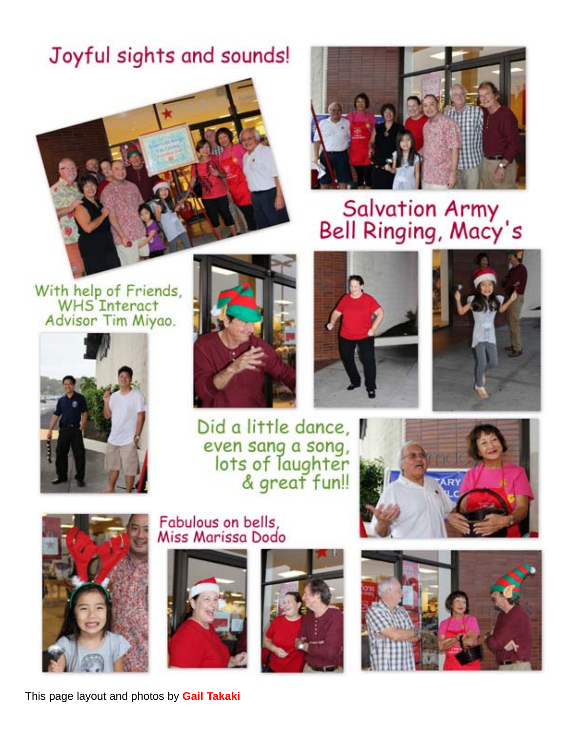# Joyful sights and sounds!

## Salvation Army Bell Ringing, Macy's

With help of Friends, WHS Interact Advisor Tim Miyao.

Did a little dance, even sang a song, lots of laughter & great fun!!

Fabulous on bells, Miss Marissa Dodo

This page layout and photos by **Gail Takaki**